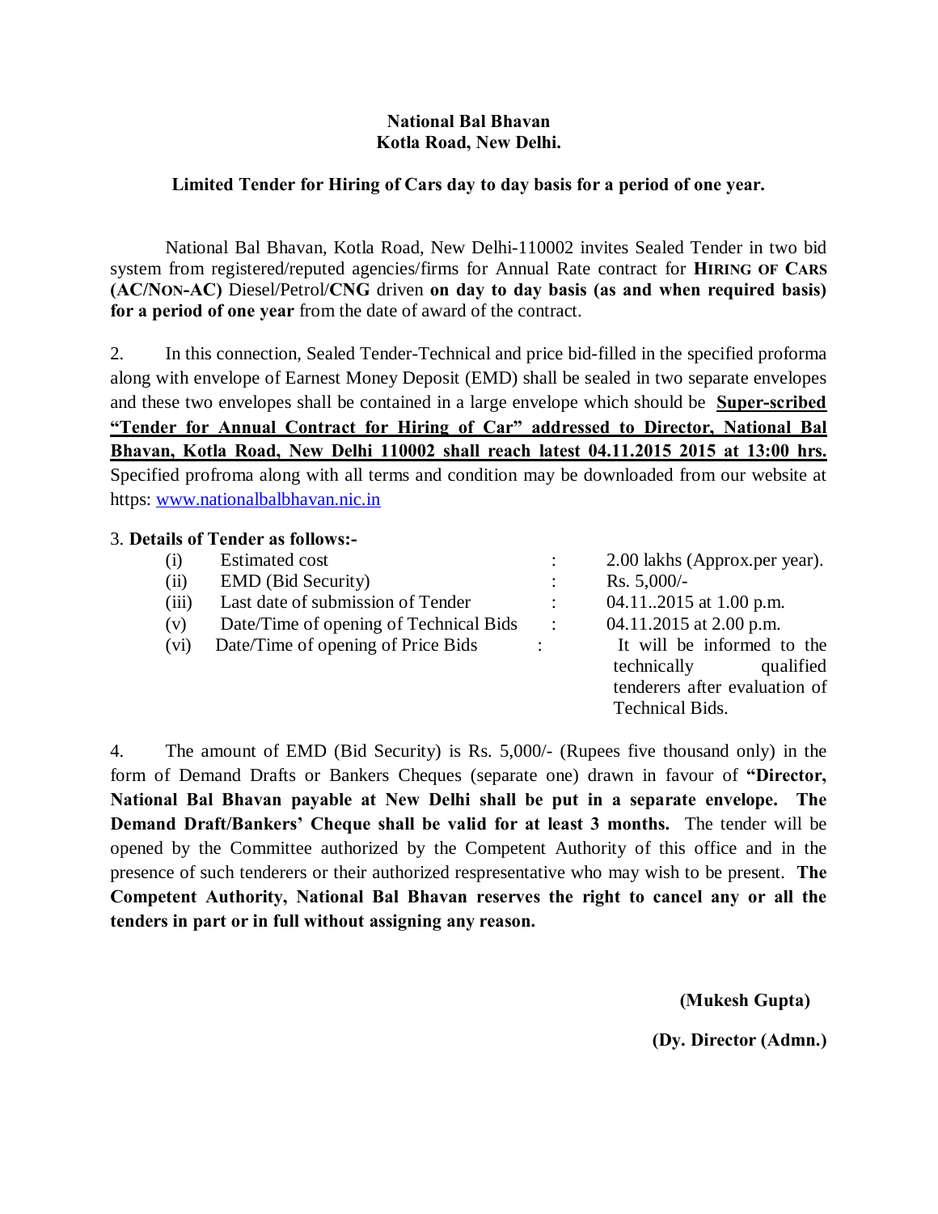**National Bal Bhavan**
**Kotla Road, New Delhi.**

**Limited Tender for Hiring of Cars day to day basis for a period of one year.**

National Bal Bhavan, Kotla Road, New Delhi-110002 invites Sealed Tender in two bid system from registered/reputed agencies/firms for Annual Rate contract for **HIRING OF CARS (AC/NON-AC)** Diesel/Petrol/**CNG** driven **on day to day basis (as and when required basis) for a period of one year** from the date of award of the contract.

2. In this connection, Sealed Tender-Technical and price bid-filled in the specified proforma along with envelope of Earnest Money Deposit (EMD) shall be sealed in two separate envelopes and these two envelopes shall be contained in a large envelope which should be **Super-scribed "Tender for Annual Contract for Hiring of Car" addressed to Director, National Bal Bhavan, Kotla Road, New Delhi 110002 shall reach latest 04.11.2015 2015 at 13:00 hrs.** Specified profroma along with all terms and condition may be downloaded from our website at https: www.nationalbalbhavan.nic.in

3. **Details of Tender as follows:-**

| | | | |
|---|---|---|---|
| (i) | Estimated cost | : | 2.00 lakhs (Approx.per year). |
| (ii) | EMD (Bid Security) | : | Rs. 5,000/- |
| (iii) | Last date of submission of Tender | : | 04.11..2015 at 1.00 p.m. |
| (v) | Date/Time of opening of Technical Bids | : | 04.11.2015 at 2.00 p.m. |
| (vi) | Date/Time of opening of Price Bids | : | It will be informed to the technically qualified tenderers after evaluation of Technical Bids. |

4. The amount of EMD (Bid Security) is Rs. 5,000/- (Rupees five thousand only) in the form of Demand Drafts or Bankers Cheques (separate one) drawn in favour of **"Director, National Bal Bhavan payable at New Delhi shall be put in a separate envelope. The Demand Draft/Bankers' Cheque shall be valid for at least 3 months.** The tender will be opened by the Committee authorized by the Competent Authority of this office and in the presence of such tenderers or their authorized respresentative who may wish to be present. **The Competent Authority, National Bal Bhavan reserves the right to cancel any or all the tenders in part or in full without assigning any reason.**

**(Mukesh Gupta)**

**(Dy. Director (Admn.)**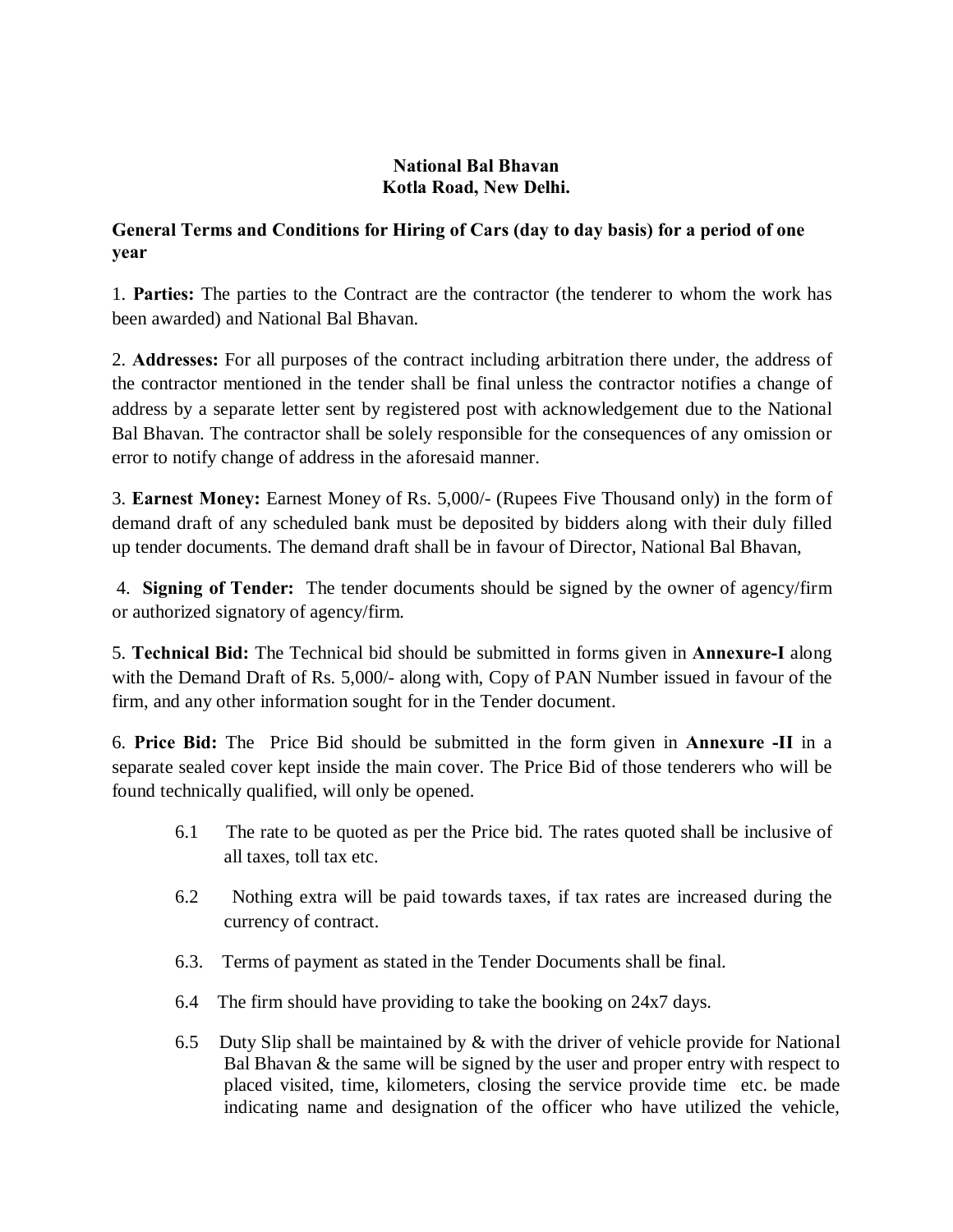**National Bal Bhavan**
**Kotla Road, New Delhi.**

**General Terms and Conditions for Hiring of Cars (day to day basis) for a period of one year**

1. **Parties:** The parties to the Contract are the contractor (the tenderer to whom the work has been awarded) and National Bal Bhavan.

2. **Addresses:** For all purposes of the contract including arbitration there under, the address of the contractor mentioned in the tender shall be final unless the contractor notifies a change of address by a separate letter sent by registered post with acknowledgement due to the National Bal Bhavan. The contractor shall be solely responsible for the consequences of any omission or error to notify change of address in the aforesaid manner.

3. **Earnest Money:** Earnest Money of Rs. 5,000/- (Rupees Five Thousand only) in the form of demand draft of any scheduled bank must be deposited by bidders along with their duly filled up tender documents. The demand draft shall be in favour of Director, National Bal Bhavan,

4. **Signing of Tender:** The tender documents should be signed by the owner of agency/firm or authorized signatory of agency/firm.

5. **Technical Bid:** The Technical bid should be submitted in forms given in **Annexure-I** along with the Demand Draft of Rs. 5,000/- along with, Copy of PAN Number issued in favour of the firm, and any other information sought for in the Tender document.

6. **Price Bid:** The Price Bid should be submitted in the form given in **Annexure -II** in a separate sealed cover kept inside the main cover. The Price Bid of those tenderers who will be found technically qualified, will only be opened.

   6.1 The rate to be quoted as per the Price bid. The rates quoted shall be inclusive of all taxes, toll tax etc.

   6.2 Nothing extra will be paid towards taxes, if tax rates are increased during the currency of contract.

   6.3. Terms of payment as stated in the Tender Documents shall be final.

   6.4 The firm should have providing to take the booking on 24x7 days.

   6.5 Duty Slip shall be maintained by & with the driver of vehicle provide for National Bal Bhavan & the same will be signed by the user and proper entry with respect to placed visited, time, kilometers, closing the service provide time etc. be made indicating name and designation of the officer who have utilized the vehicle,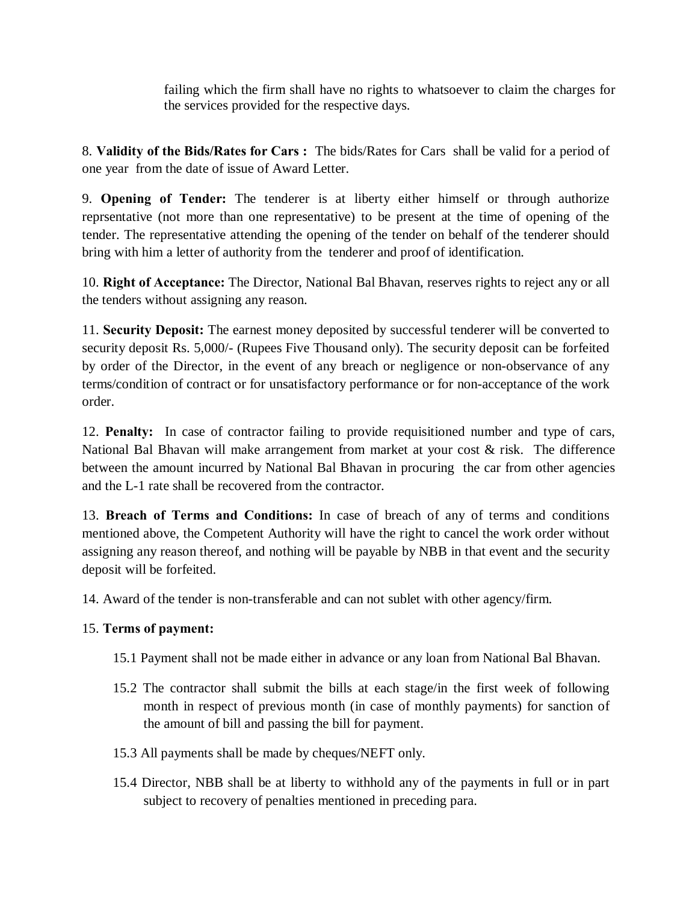failing which the firm shall have no rights to whatsoever to claim the charges for the services provided for the respective days.

8. **Validity of the Bids/Rates for Cars :** The bids/Rates for Cars shall be valid for a period of one year from the date of issue of Award Letter.

9. **Opening of Tender:** The tenderer is at liberty either himself or through authorize reprsentative (not more than one representative) to be present at the time of opening of the tender. The representative attending the opening of the tender on behalf of the tenderer should bring with him a letter of authority from the tenderer and proof of identification.

10. **Right of Acceptance:** The Director, National Bal Bhavan, reserves rights to reject any or all the tenders without assigning any reason.

11. **Security Deposit:** The earnest money deposited by successful tenderer will be converted to security deposit Rs. 5,000/- (Rupees Five Thousand only). The security deposit can be forfeited by order of the Director, in the event of any breach or negligence or non-observance of any terms/condition of contract or for unsatisfactory performance or for non-acceptance of the work order.

12. **Penalty:** In case of contractor failing to provide requisitioned number and type of cars, National Bal Bhavan will make arrangement from market at your cost & risk. The difference between the amount incurred by National Bal Bhavan in procuring the car from other agencies and the L-1 rate shall be recovered from the contractor.

13. **Breach of Terms and Conditions:** In case of breach of any of terms and conditions mentioned above, the Competent Authority will have the right to cancel the work order without assigning any reason thereof, and nothing will be payable by NBB in that event and the security deposit will be forfeited.

14. Award of the tender is non-transferable and can not sublet with other agency/firm.

15. **Terms of payment:**

15.1 Payment shall not be made either in advance or any loan from National Bal Bhavan.

15.2 The contractor shall submit the bills at each stage/in the first week of following month in respect of previous month (in case of monthly payments) for sanction of the amount of bill and passing the bill for payment.

15.3 All payments shall be made by cheques/NEFT only.

15.4 Director, NBB shall be at liberty to withhold any of the payments in full or in part subject to recovery of penalties mentioned in preceding para.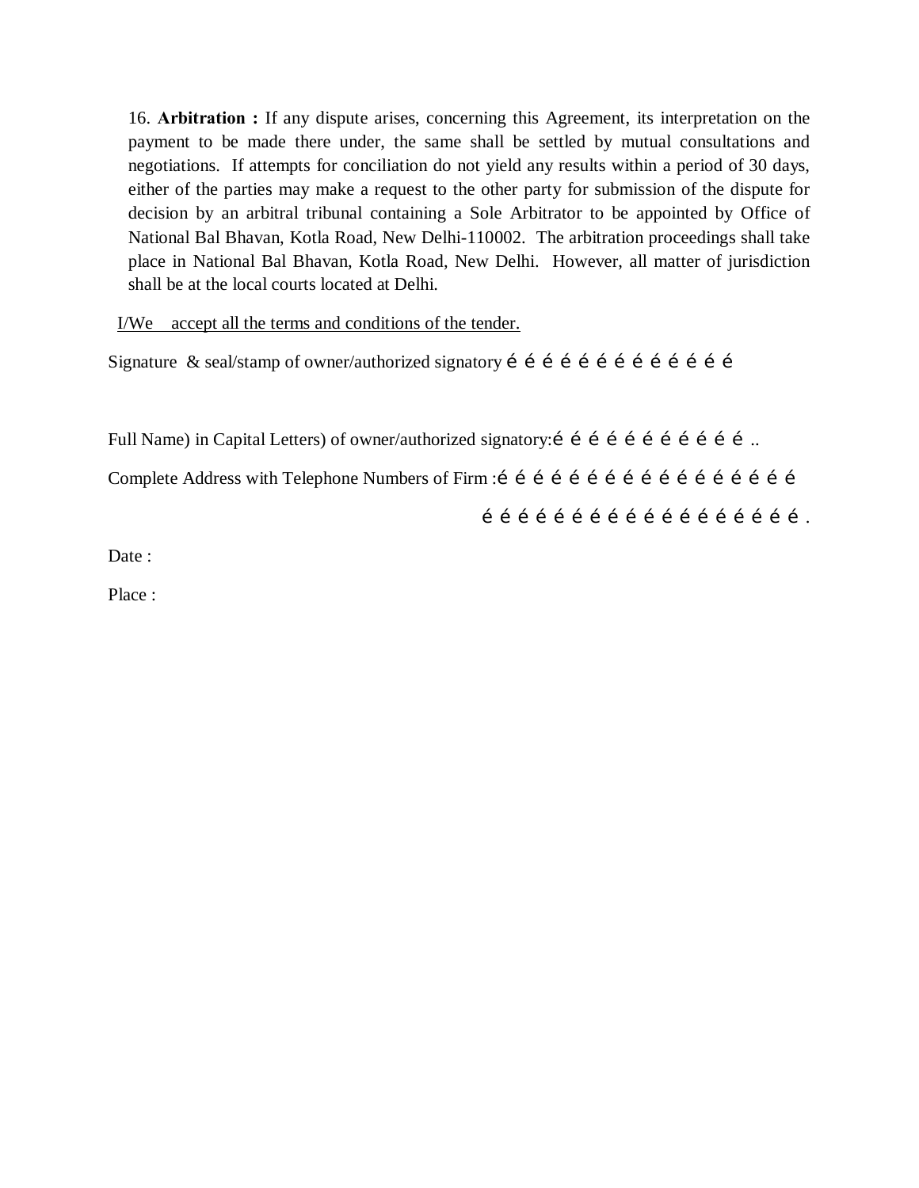16. **Arbitration :** If any dispute arises, concerning this Agreement, its interpretation on the payment to be made there under, the same shall be settled by mutual consultations and negotiations. If attempts for conciliation do not yield any results within a period of 30 days, either of the parties may make a request to the other party for submission of the dispute for decision by an arbitral tribunal containing a Sole Arbitrator to be appointed by Office of National Bal Bhavan, Kotla Road, New Delhi-110002. The arbitration proceedings shall take place in National Bal Bhavan, Kotla Road, New Delhi. However, all matter of jurisdiction shall be at the local courts located at Delhi.

I/We accept all the terms and conditions of the tender.

Signature & seal/stamp of owner/authorized signatory é é é é é é é é é é é é é

Full Name) in Capital Letters) of owner/authorized signatory:é é é é é é é é é é é ..

Complete Address with Telephone Numbers of Firm :é é é é é é é é é é é é é é é é é

é é é é é é é é é é é é é é é é é é é .

Date :

Place :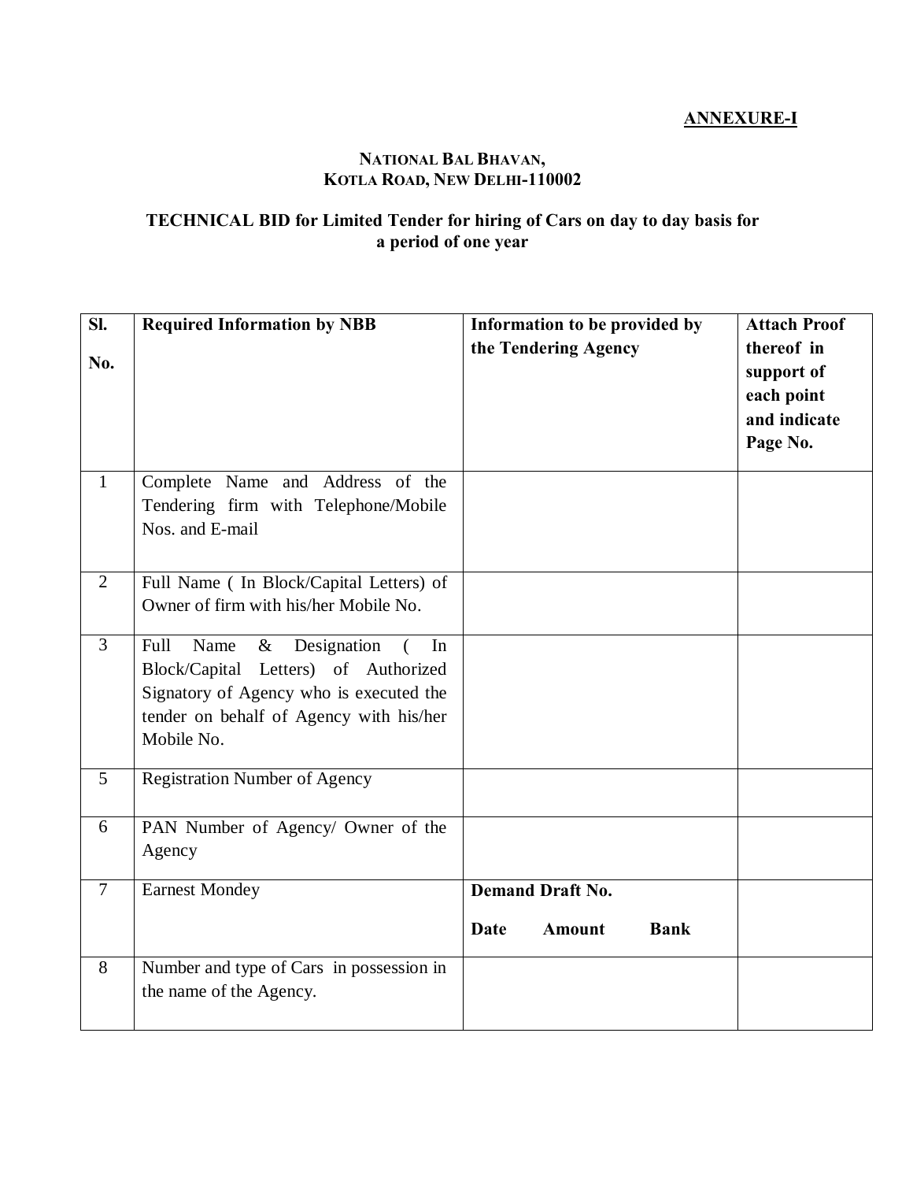**ANNEXURE-I**

**NATIONAL BAL BHAVAN,**
**KOTLA ROAD, NEW DELHI-110002**

**TECHNICAL BID for Limited Tender for hiring of Cars on day to day basis for a period of one year**

| Sl. No. | Required Information by NBB | Information to be provided by the Tendering Agency | Attach Proof thereof in support of each point and indicate Page No. |
|---|---|---|---|
| 1 | Complete Name and Address of the Tendering firm with Telephone/Mobile Nos. and E-mail | | |
| 2 | Full Name ( In Block/Capital Letters) of Owner of firm with his/her Mobile No. | | |
| 3 | Full Name & Designation ( In Block/Capital Letters) of Authorized Signatory of Agency who is executed the tender on behalf of Agency with his/her Mobile No. | | |
| 5 | Registration Number of Agency | | |
| 6 | PAN Number of Agency/ Owner of the Agency | | |
| 7 | Earnest Mondey | **Demand Draft No.** **Date Amount Bank** | |
| 8 | Number and type of Cars in possession in the name of the Agency. | | |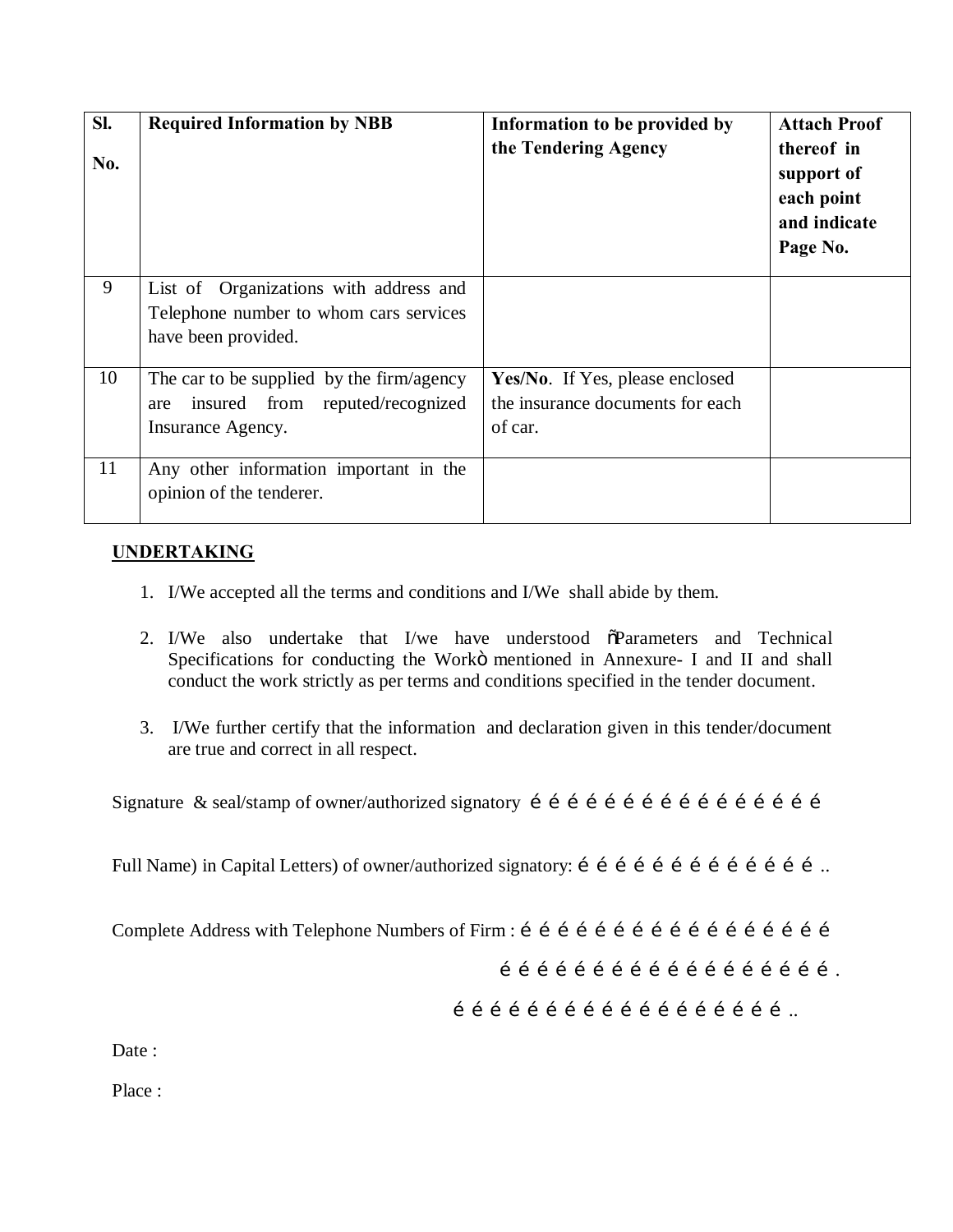| Sl. No. | Required Information by NBB | Information to be provided by the Tendering Agency | Attach Proof thereof in support of each point and indicate Page No. |
|---|---|---|---|
| 9 | List of Organizations with address and Telephone number to whom cars services have been provided. | | |
| 10 | The car to be supplied by the firm/agency are insured from reputed/recognized Insurance Agency. | **Yes/No**. If Yes, please enclosed the insurance documents for each of car. | |
| 11 | Any other information important in the opinion of the tenderer. | | |

**UNDERTAKING**

1. I/We accepted all the terms and conditions and I/We shall abide by them.
2. I/We also undertake that I/we have understood õParameters and Technical Specifications for conducting the Workö mentioned in Annexure- I and II and shall conduct the work strictly as per terms and conditions specified in the tender document.
3. I/We further certify that the information and declaration given in this tender/document are true and correct in all respect.

Signature & seal/stamp of owner/authorized signatory é é é é é é é é é é é é é é é é é é

Full Name) in Capital Letters) of owner/authorized signatory: é é é é é é é é é é é é é é ..

Complete Address with Telephone Numbers of Firm : é é é é é é é é é é é é é é é é é é é é

é é é é é é é é é é é é é é é é é é é é .

é é é é é é é é é é é é é é é é é é é é ..

Date :

Place :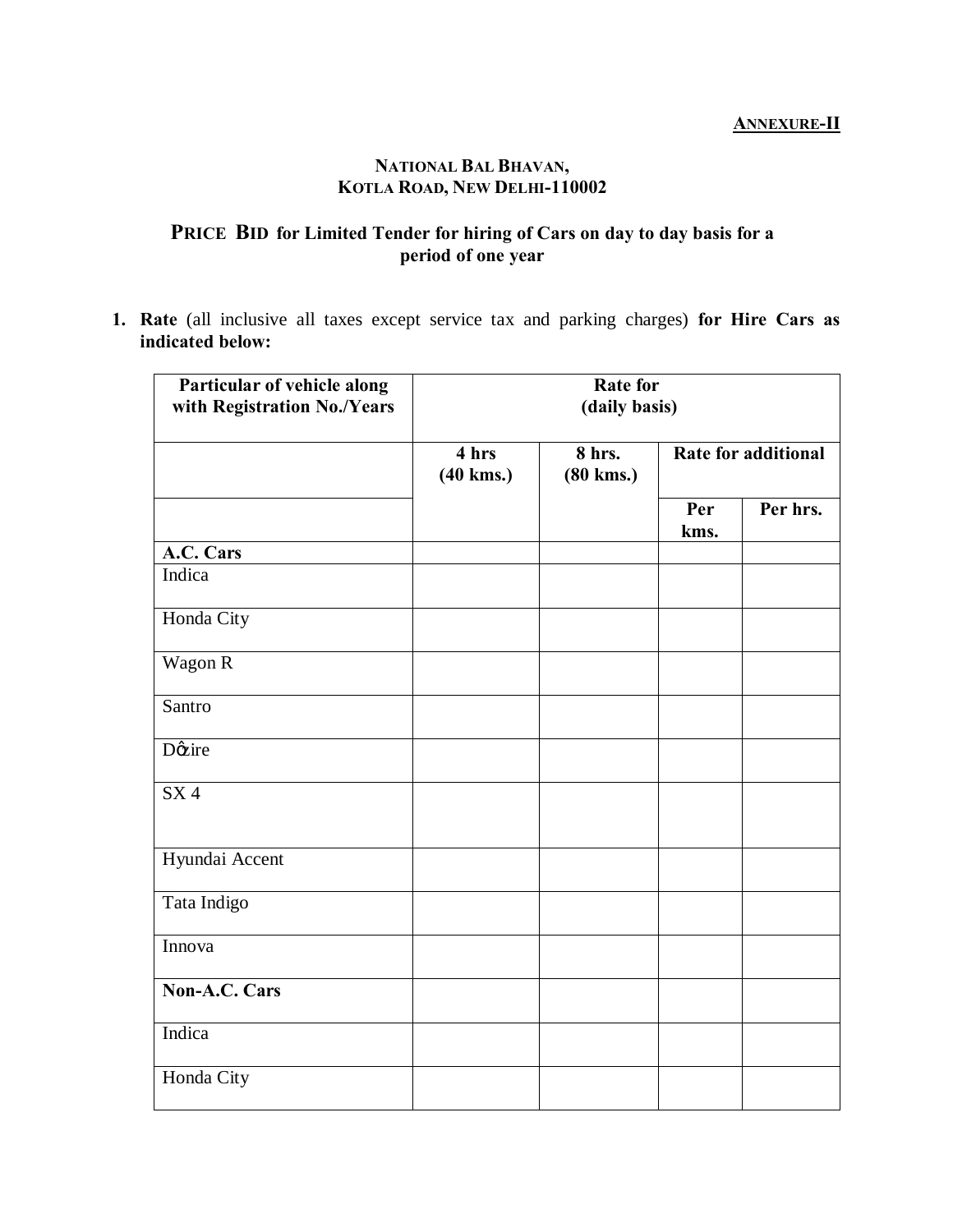**ANNEXURE-II**

**NATIONAL BAL BHAVAN,**
**KOTLA ROAD, NEW DELHI-110002**

## PRICE BID for Limited Tender for hiring of Cars on day to day basis for a period of one year

1. **Rate** (all inclusive all taxes except service tax and parking charges) **for Hire Cars as indicated below:**

| Particular of vehicle along with Registration No./Years | Rate for (daily basis) | | | |
|---|---|---|---|---|
| | 4 hrs (40 kms.) | 8 hrs. (80 kms.) | Rate for additional | |
| | | | Per kms. | Per hrs. |
| **A.C. Cars** | | | | |
| Indica | | | | |
| Honda City | | | | |
| Wagon R | | | | |
| Santro | | | | |
| Dǿzire | | | | |
| SX 4 | | | | |
| Hyundai Accent | | | | |
| Tata Indigo | | | | |
| Innova | | | | |
| **Non-A.C. Cars** | | | | |
| Indica | | | | |
| Honda City | | | | |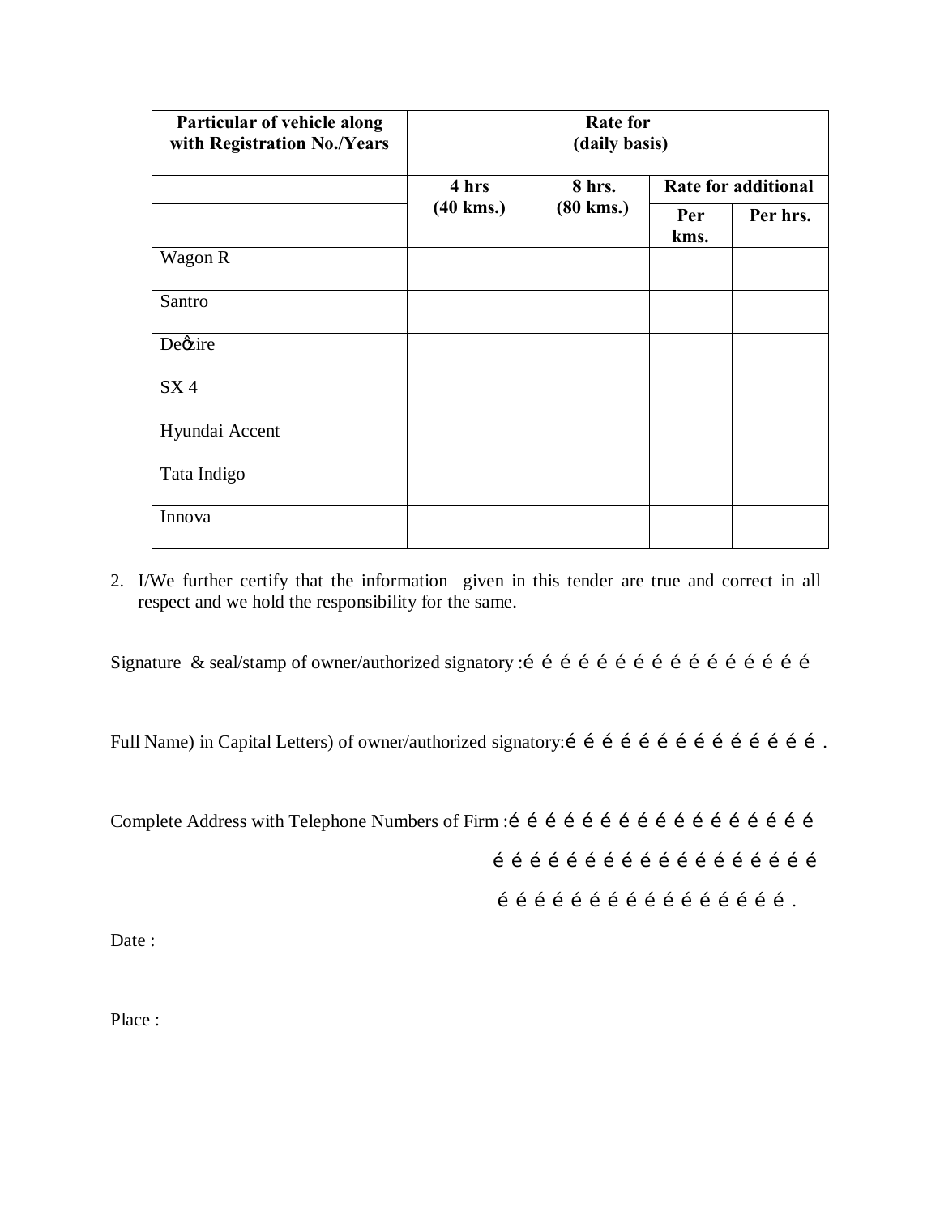| Particular of vehicle along with Registration No./Years | Rate for (daily basis) | | | |
|---|---|---|---|---|
| | 4 hrs (40 kms.) | 8 hrs. (80 kms.) | Rate for additional | |
| | | | Per kms. | Per hrs. |
| Wagon R | | | | |
| Santro | | | | |
| Deźzire | | | | |
| SX 4 | | | | |
| Hyundai Accent | | | | |
| Tata Indigo | | | | |
| Innova | | | | |

2. I/We further certify that the information given in this tender are true and correct in all respect and we hold the responsibility for the same.

Signature & seal/stamp of owner/authorized signatory :é é é é é é é é é é é é é é é é é

Full Name) in Capital Letters) of owner/authorized signatory:é é é é é é é é é é é é é é é .

Complete Address with Telephone Numbers of Firm :é é é é é é é é é é é é é é é é é é

é é é é é é é é é é é é é é é é é é é

é é é é é é é é é é é é é é é é é .

Date :

Place :